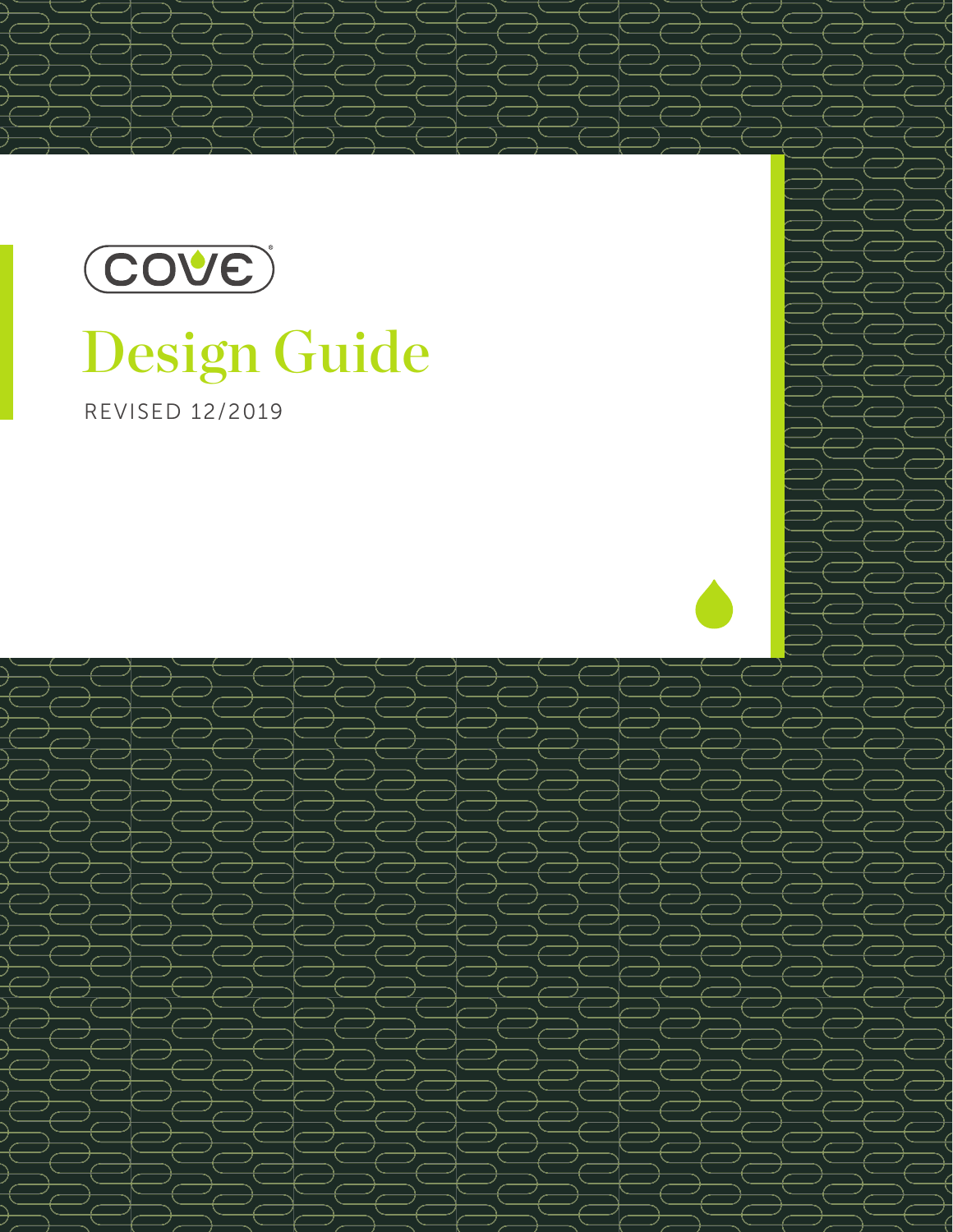COVE®

# Design Guide

REVISED 12/2019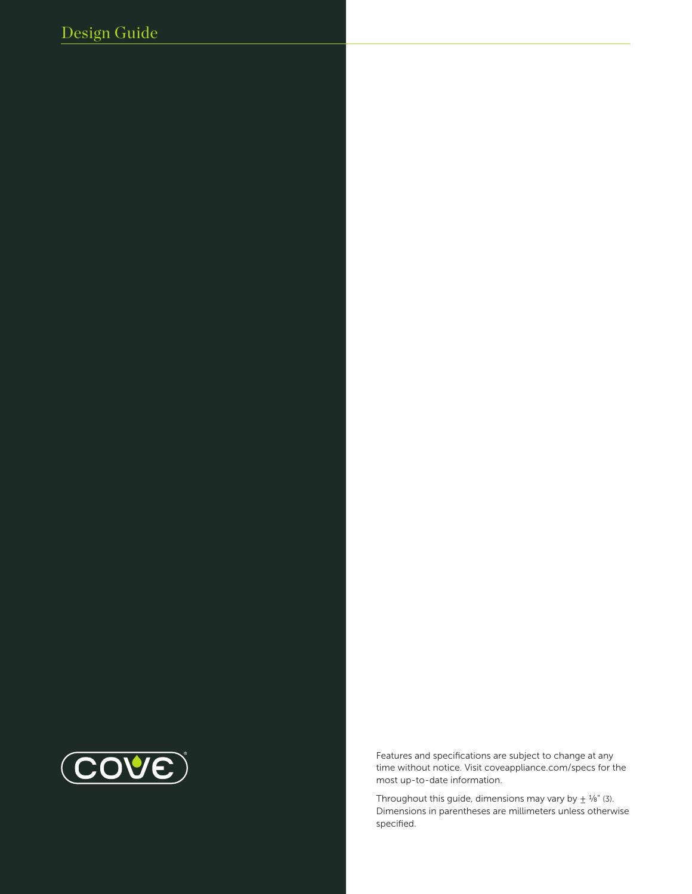Features and specifications are subject to change at any time without notice. Visit coveappliance.com/specs for the most up-to-date information.

Throughout this guide, dimensions may vary by ± ⅛" (3). Dimensions in parentheses are millimeters unless otherwise specified.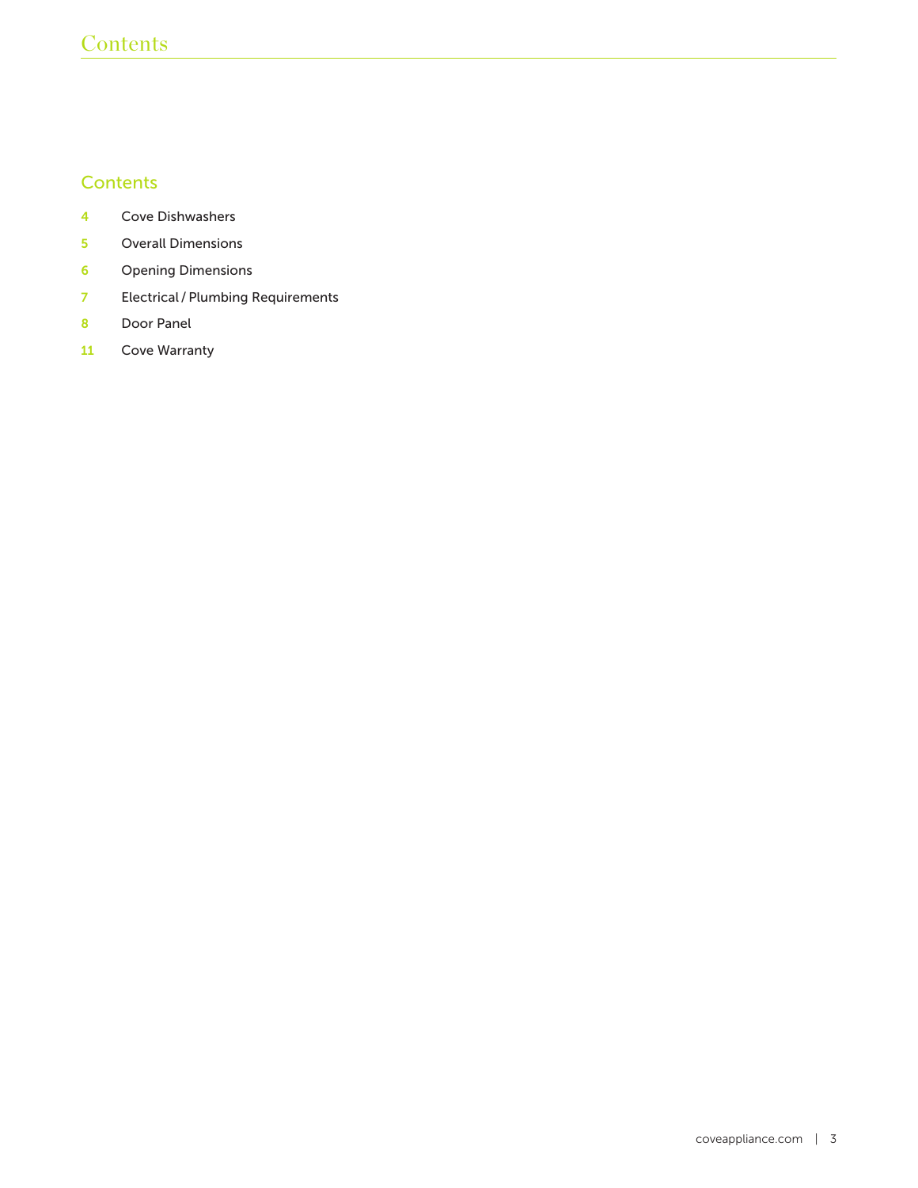# Contents

## Contents

| | |
|---|---|
| 4 | Cove Dishwashers |
| 5 | Overall Dimensions |
| 6 | Opening Dimensions |
| 7 | Electrical / Plumbing Requirements |
| 8 | Door Panel |
| 11 | Cove Warranty |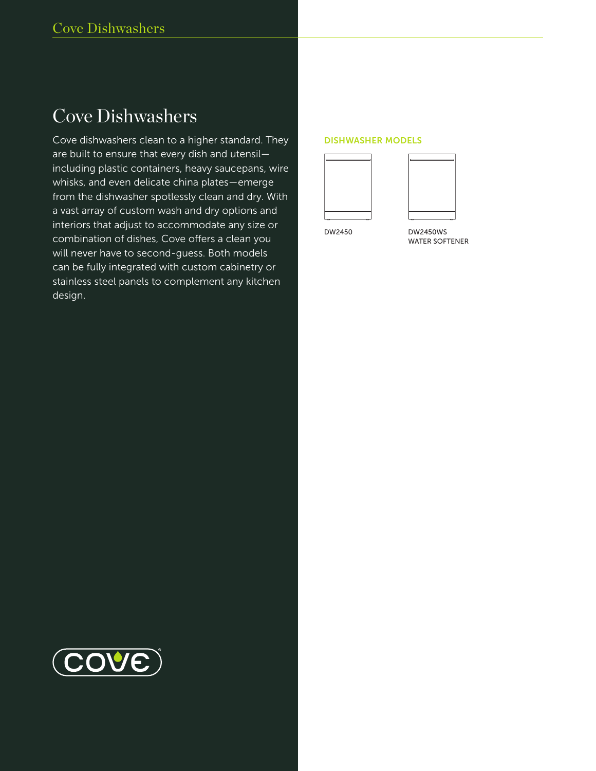# Cove Dishwashers

Cove dishwashers clean to a higher standard. They are built to ensure that every dish and utensil—including plastic containers, heavy saucepans, wire whisks, and even delicate china plates—emerge from the dishwasher spotlessly clean and dry. With a vast array of custom wash and dry options and interiors that adjust to accommodate any size or combination of dishes, Cove offers a clean you will never have to second-guess. Both models can be fully integrated with custom cabinetry or stainless steel panels to complement any kitchen design.

## DISHWASHER MODELS

DW2450

DW2450WS
WATER SOFTENER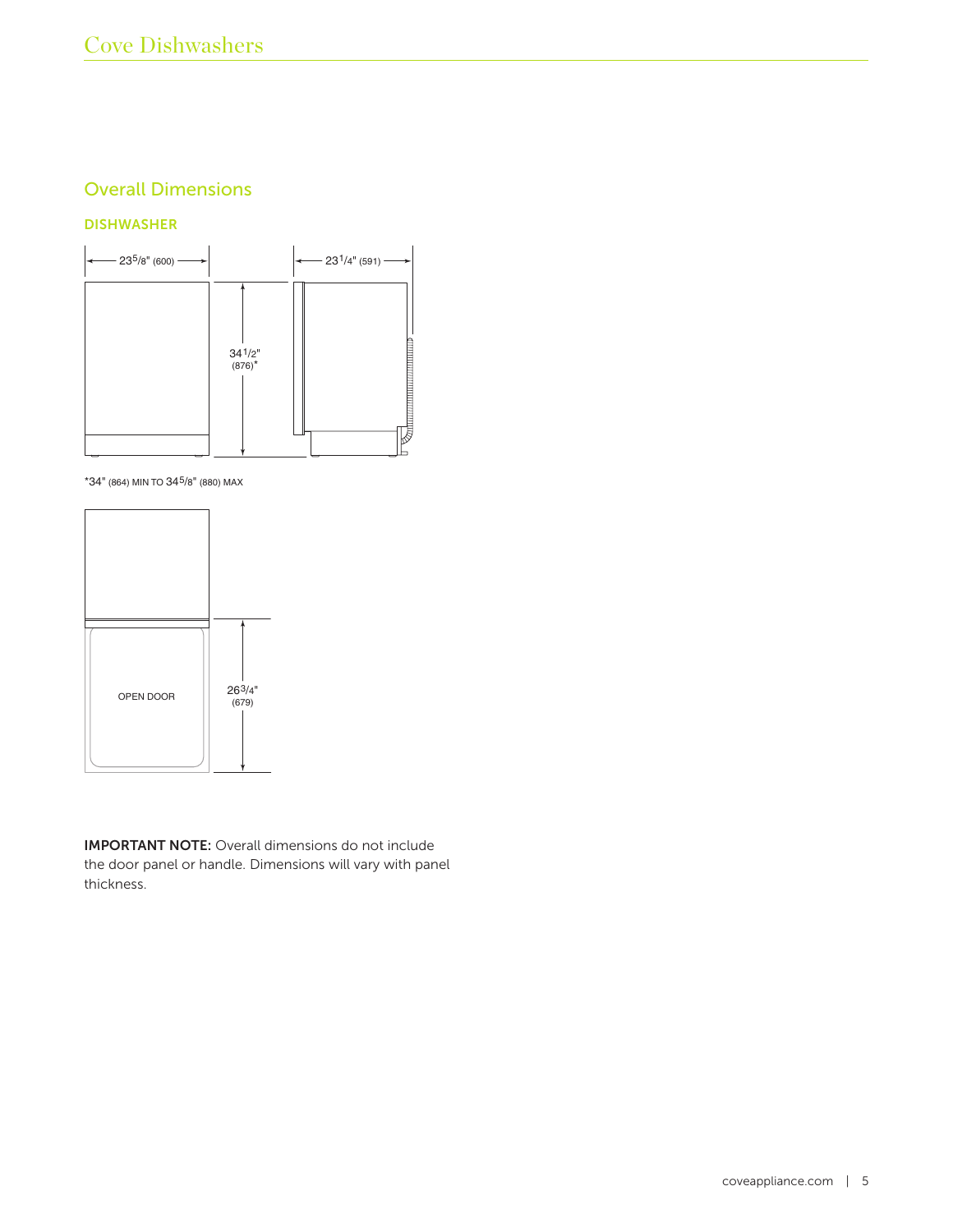## Overall Dimensions

### DISHWASHER

23 5/8" (600)

23 1/4" (591)

34 1/2" (876)*

*34" (864) MIN TO 34 5/8" (880) MAX

OPEN DOOR

26 3/4" (679)

**IMPORTANT NOTE:** Overall dimensions do not include the door panel or handle. Dimensions will vary with panel thickness.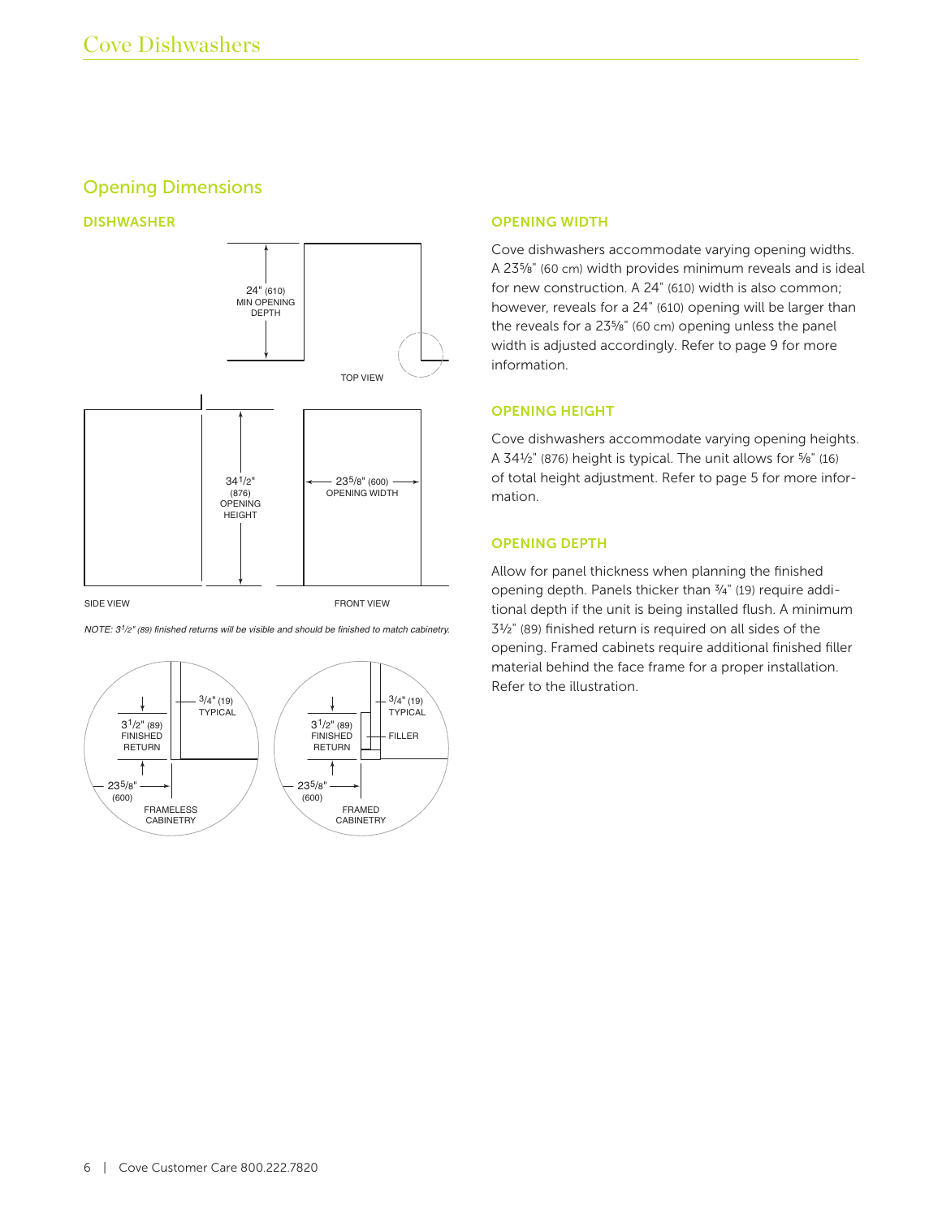## Opening Dimensions

### DISHWASHER

24" (610) MIN OPENING DEPTH

TOP VIEW

34 1/2" (876) OPENING HEIGHT

23 5/8" (600) OPENING WIDTH

SIDE VIEW

FRONT VIEW

*NOTE: 3 1/2" (89) finished returns will be visible and should be finished to match cabinetry.*

3/4" (19) TYPICAL

3 1/2" (89) FINISHED RETURN

23 5/8" (600)

FRAMELESS CABINETRY

3/4" (19) TYPICAL

3 1/2" (89) FINISHED RETURN

FILLER

23 5/8" (600)

FRAMED CABINETRY

### OPENING WIDTH

Cove dishwashers accommodate varying opening widths. A 23⅝" (60 cm) width provides minimum reveals and is ideal for new construction. A 24" (610) width is also common; however, reveals for a 24" (610) opening will be larger than the reveals for a 23⅝" (60 cm) opening unless the panel width is adjusted accordingly. Refer to page 9 for more information.

### OPENING HEIGHT

Cove dishwashers accommodate varying opening heights. A 34½" (876) height is typical. The unit allows for ⅝" (16) of total height adjustment. Refer to page 5 for more information.

### OPENING DEPTH

Allow for panel thickness when planning the finished opening depth. Panels thicker than ¾" (19) require additional depth if the unit is being installed flush. A minimum 3½" (89) finished return is required on all sides of the opening. Framed cabinets require additional finished filler material behind the face frame for a proper installation. Refer to the illustration.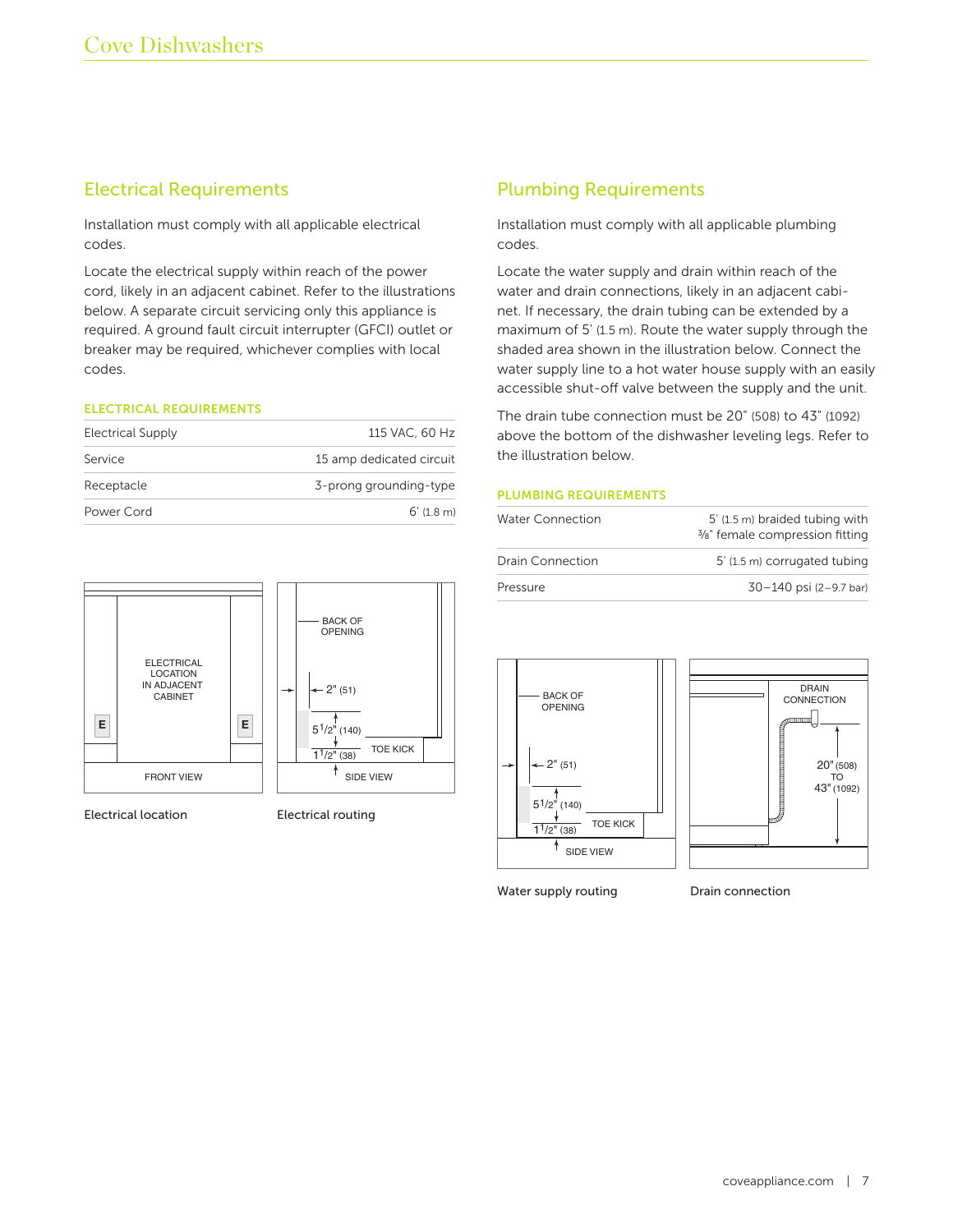## Electrical Requirements

Installation must comply with all applicable electrical codes.

Locate the electrical supply within reach of the power cord, likely in an adjacent cabinet. Refer to the illustrations below. A separate circuit servicing only this appliance is required. A ground fault circuit interrupter (GFCI) outlet or breaker may be required, whichever complies with local codes.

### ELECTRICAL REQUIREMENTS

| | |
|---|---|
| Electrical Supply | 115 VAC, 60 Hz |
| Service | 15 amp dedicated circuit |
| Receptacle | 3-prong grounding-type |
| Power Cord | 6' (1.8 m) |

Electrical location

Electrical routing

## Plumbing Requirements

Installation must comply with all applicable plumbing codes.

Locate the water supply and drain within reach of the water and drain connections, likely in an adjacent cabinet. If necessary, the drain tubing can be extended by a maximum of 5' (1.5 m). Route the water supply through the shaded area shown in the illustration below. Connect the water supply line to a hot water house supply with an easily accessible shut-off valve between the supply and the unit.

The drain tube connection must be 20" (508) to 43" (1092) above the bottom of the dishwasher leveling legs. Refer to the illustration below.

### PLUMBING REQUIREMENTS

| | |
|---|---|
| Water Connection | 5' (1.5 m) braided tubing with 3/8" female compression fitting |
| Drain Connection | 5' (1.5 m) corrugated tubing |
| Pressure | 30–140 psi (2–9.7 bar) |

Water supply routing

Drain connection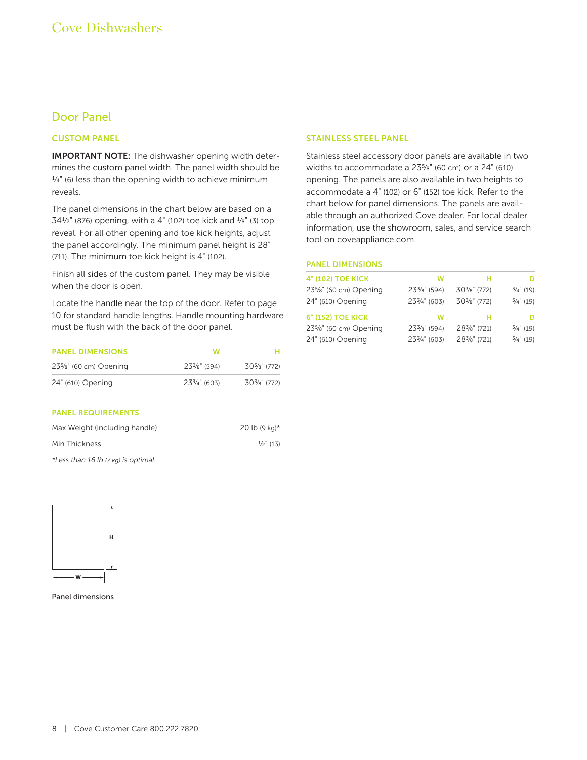# Cove Dishwashers

## Door Panel

### CUSTOM PANEL

**IMPORTANT NOTE:** The dishwasher opening width determines the custom panel width. The panel width should be ¼" (6) less than the opening width to achieve minimum reveals.

The panel dimensions in the chart below are based on a 34½" (876) opening, with a 4" (102) toe kick and ⅛" (3) top reveal. For all other opening and toe kick heights, adjust the panel accordingly. The minimum panel height is 28" (711). The minimum toe kick height is 4" (102).

Finish all sides of the custom panel. They may be visible when the door is open.

Locate the handle near the top of the door. Refer to page 10 for standard handle lengths. Handle mounting hardware must be flush with the back of the door panel.

| PANEL DIMENSIONS | W | H |
|---|---|---|
| 23⅝" (60 cm) Opening | 23⅜" (594) | 30⅜" (772) |
| 24" (610) Opening | 23¾" (603) | 30⅜" (772) |

| PANEL REQUIREMENTS | |
|---|---|
| Max Weight (including handle) | 20 lb (9 kg)* |
| Min Thickness | ½" (13) |

*Less than 16 lb (7 kg) is optimal.*

Panel dimensions

### STAINLESS STEEL PANEL

Stainless steel accessory door panels are available in two widths to accommodate a 23⅝" (60 cm) or a 24" (610) opening. The panels are also available in two heights to accommodate a 4" (102) or 6" (152) toe kick. Refer to the chart below for panel dimensions. The panels are available through an authorized Cove dealer. For local dealer information, use the showroom, sales, and service search tool on coveappliance.com.

**PANEL DIMENSIONS**

| 4" (102) TOE KICK | W | H | D |
|---|---|---|---|
| 23⅝" (60 cm) Opening | 23⅜" (594) | 30⅜" (772) | ¾" (19) |
| 24" (610) Opening | 23¾" (603) | 30⅜" (772) | ¾" (19) |
| **6" (152) TOE KICK** | **W** | **H** | **D** |
| 23⅝" (60 cm) Opening | 23⅜" (594) | 28⅜" (721) | ¾" (19) |
| 24" (610) Opening | 23¾" (603) | 28⅜" (721) | ¾" (19) |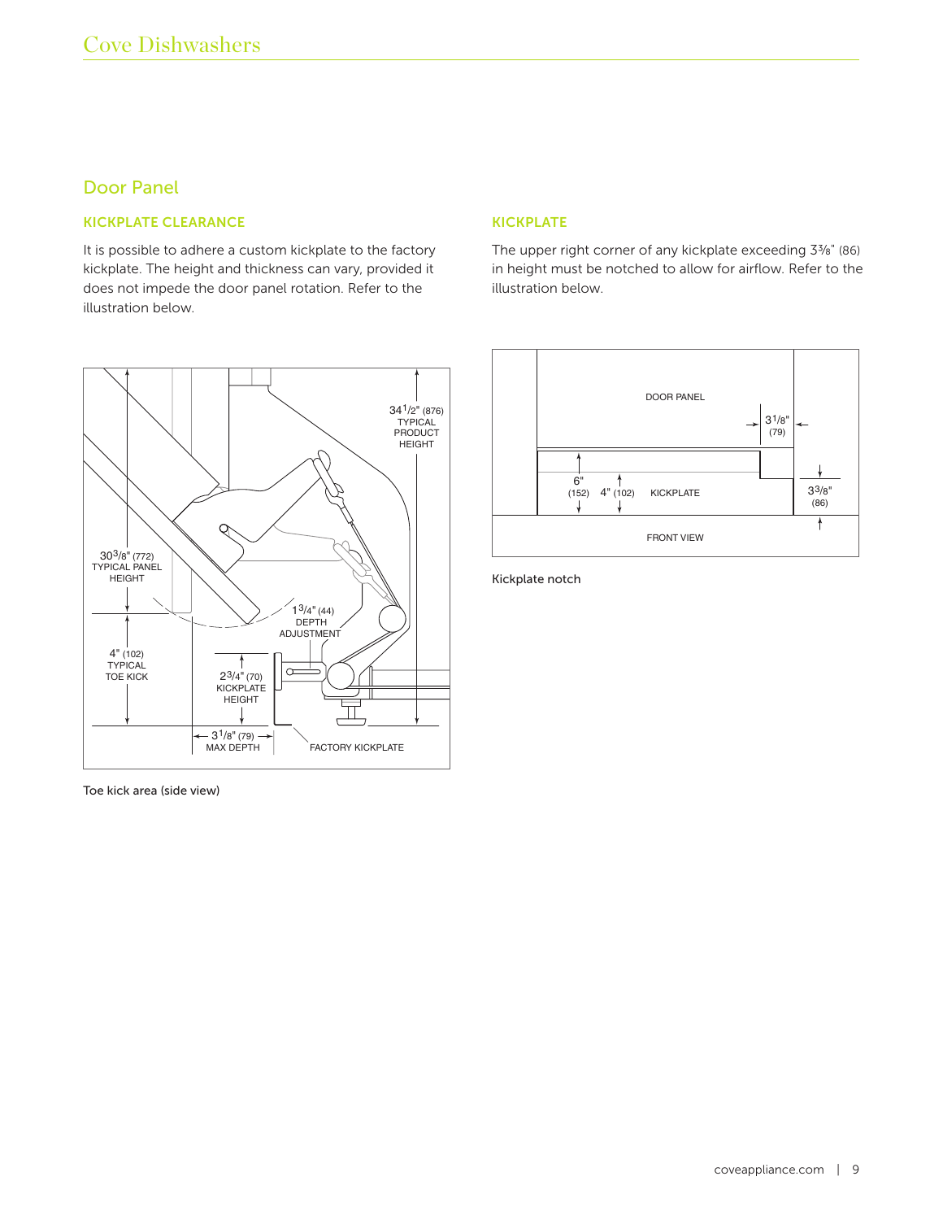## Door Panel

### KICKPLATE CLEARANCE

It is possible to adhere a custom kickplate to the factory kickplate. The height and thickness can vary, provided it does not impede the door panel rotation. Refer to the illustration below.

Toe kick area (side view)

### KICKPLATE

The upper right corner of any kickplate exceeding 3⅜" (86) in height must be notched to allow for airflow. Refer to the illustration below.

Kickplate notch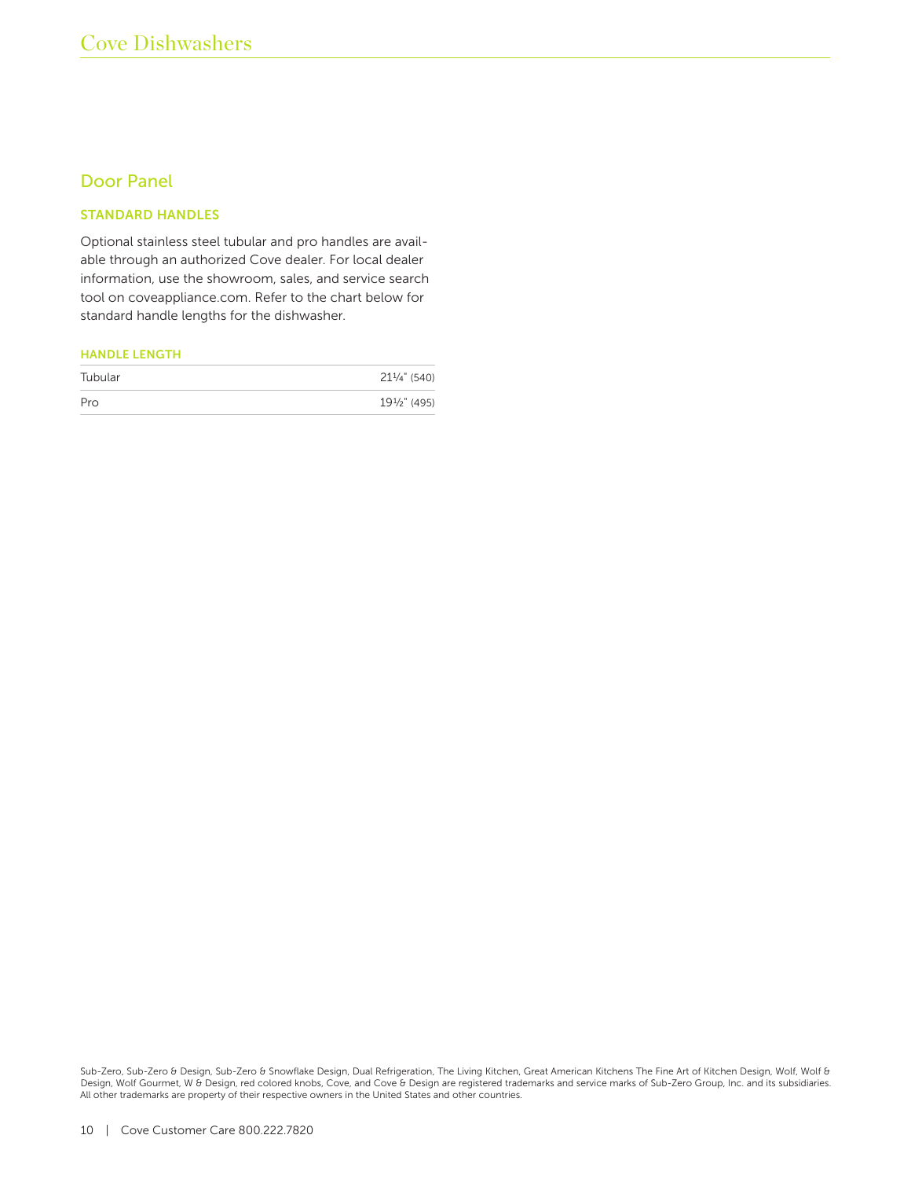# Cove Dishwashers

## Door Panel

### STANDARD HANDLES

Optional stainless steel tubular and pro handles are available through an authorized Cove dealer. For local dealer information, use the showroom, sales, and service search tool on coveappliance.com. Refer to the chart below for standard handle lengths for the dishwasher.

| HANDLE LENGTH | |
|---|---|
| Tubular | 21¼" (540) |
| Pro | 19½" (495) |

Sub-Zero, Sub-Zero & Design, Sub-Zero & Snowflake Design, Dual Refrigeration, The Living Kitchen, Great American Kitchens The Fine Art of Kitchen Design, Wolf, Wolf & Design, Wolf Gourmet, W & Design, red colored knobs, Cove, and Cove & Design are registered trademarks and service marks of Sub-Zero Group, Inc. and its subsidiaries. All other trademarks are property of their respective owners in the United States and other countries.

Cove Customer Care 800.222.7820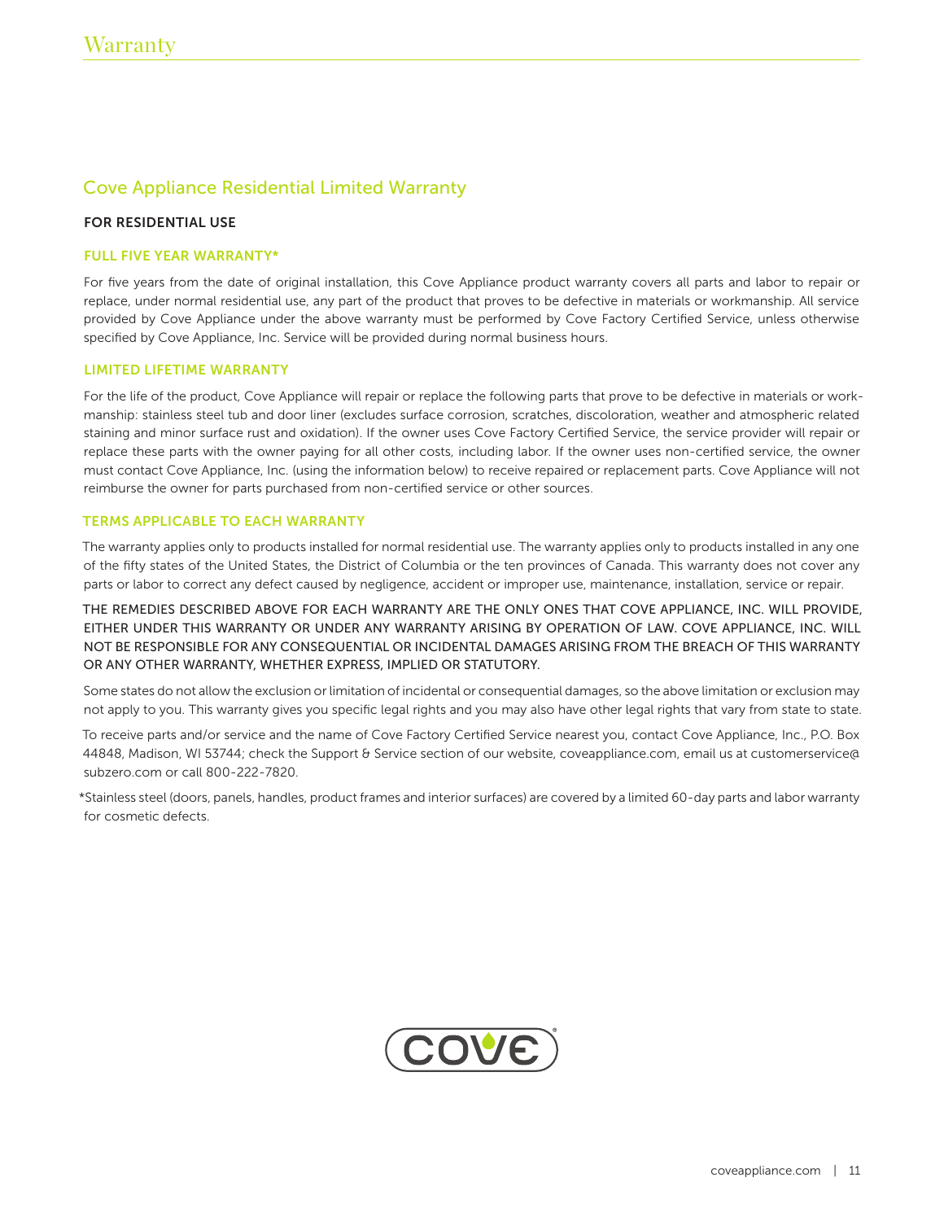# Warranty

## Cove Appliance Residential Limited Warranty

**FOR RESIDENTIAL USE**

### FULL FIVE YEAR WARRANTY*

For five years from the date of original installation, this Cove Appliance product warranty covers all parts and labor to repair or replace, under normal residential use, any part of the product that proves to be defective in materials or workmanship. All service provided by Cove Appliance under the above warranty must be performed by Cove Factory Certified Service, unless otherwise specified by Cove Appliance, Inc. Service will be provided during normal business hours.

### LIMITED LIFETIME WARRANTY

For the life of the product, Cove Appliance will repair or replace the following parts that prove to be defective in materials or workmanship: stainless steel tub and door liner (excludes surface corrosion, scratches, discoloration, weather and atmospheric related staining and minor surface rust and oxidation). If the owner uses Cove Factory Certified Service, the service provider will repair or replace these parts with the owner paying for all other costs, including labor. If the owner uses non-certified service, the owner must contact Cove Appliance, Inc. (using the information below) to receive repaired or replacement parts. Cove Appliance will not reimburse the owner for parts purchased from non-certified service or other sources.

### TERMS APPLICABLE TO EACH WARRANTY

The warranty applies only to products installed for normal residential use. The warranty applies only to products installed in any one of the fifty states of the United States, the District of Columbia or the ten provinces of Canada. This warranty does not cover any parts or labor to correct any defect caused by negligence, accident or improper use, maintenance, installation, service or repair.

THE REMEDIES DESCRIBED ABOVE FOR EACH WARRANTY ARE THE ONLY ONES THAT COVE APPLIANCE, INC. WILL PROVIDE, EITHER UNDER THIS WARRANTY OR UNDER ANY WARRANTY ARISING BY OPERATION OF LAW. COVE APPLIANCE, INC. WILL NOT BE RESPONSIBLE FOR ANY CONSEQUENTIAL OR INCIDENTAL DAMAGES ARISING FROM THE BREACH OF THIS WARRANTY OR ANY OTHER WARRANTY, WHETHER EXPRESS, IMPLIED OR STATUTORY.

Some states do not allow the exclusion or limitation of incidental or consequential damages, so the above limitation or exclusion may not apply to you. This warranty gives you specific legal rights and you may also have other legal rights that vary from state to state.

To receive parts and/or service and the name of Cove Factory Certified Service nearest you, contact Cove Appliance, Inc., P.O. Box 44848, Madison, WI 53744; check the Support & Service section of our website, coveappliance.com, email us at customerservice@subzero.com or call 800-222-7820.

*Stainless steel (doors, panels, handles, product frames and interior surfaces) are covered by a limited 60-day parts and labor warranty for cosmetic defects.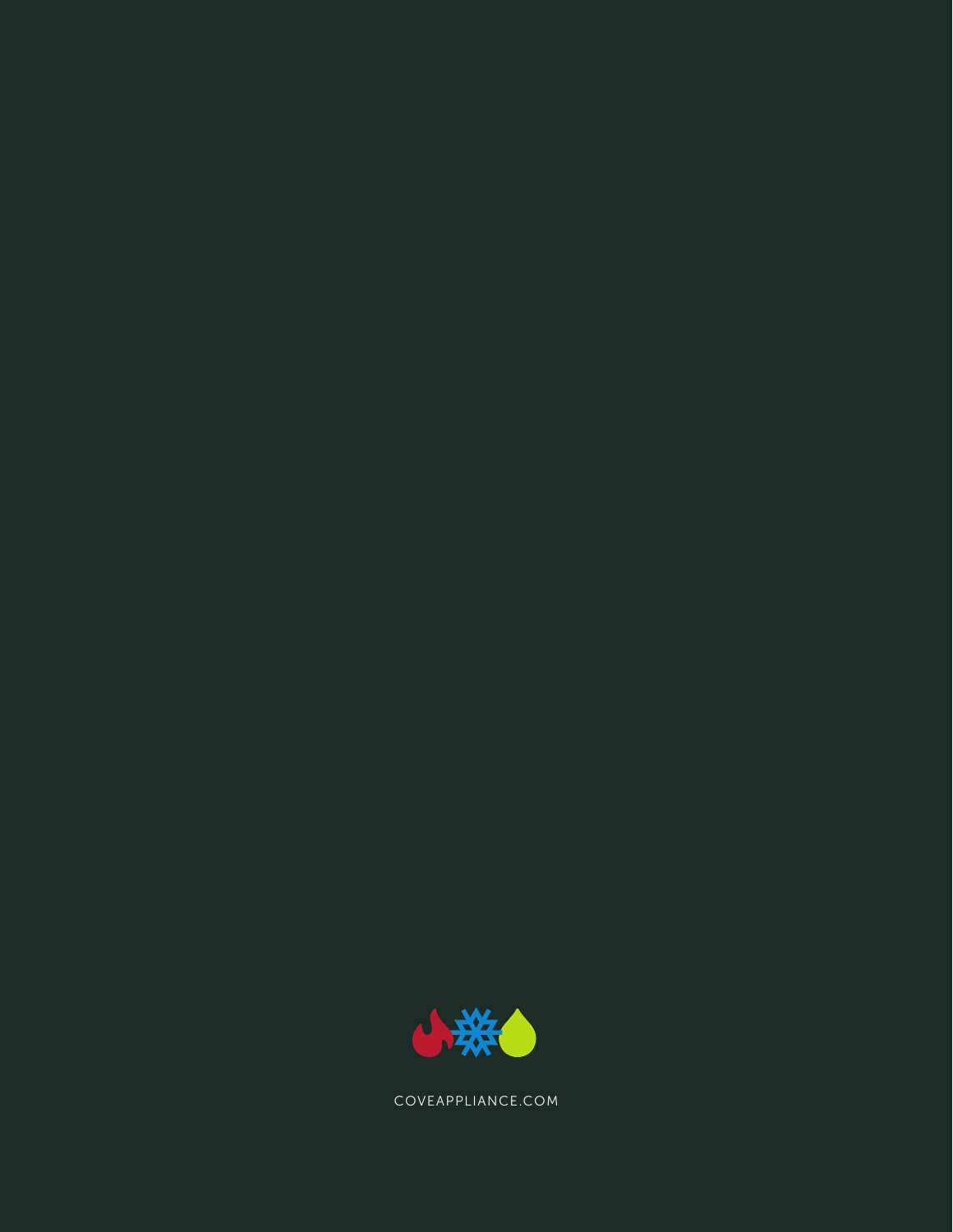COVEAPPLIANCE.COM